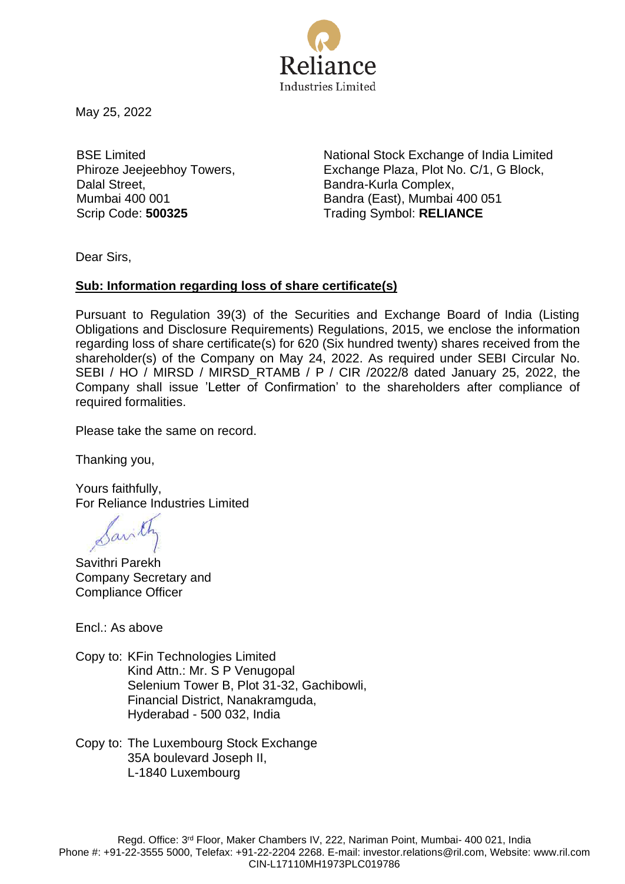Reliance
Industries Limited

May 25, 2022

BSE Limited
Phiroze Jeejeebhoy Towers,
Dalal Street,
Mumbai 400 001
Scrip Code: **500325**

National Stock Exchange of India Limited
Exchange Plaza, Plot No. C/1, G Block,
Bandra-Kurla Complex,
Bandra (East), Mumbai 400 051
Trading Symbol: **RELIANCE**

Dear Sirs,

**Sub: Information regarding loss of share certificate(s)**

Pursuant to Regulation 39(3) of the Securities and Exchange Board of India (Listing Obligations and Disclosure Requirements) Regulations, 2015, we enclose the information regarding loss of share certificate(s) for 620 (Six hundred twenty) shares received from the shareholder(s) of the Company on May 24, 2022. As required under SEBI Circular No. SEBI / HO / MIRSD / MIRSD_RTAMB / P / CIR /2022/8 dated January 25, 2022, the Company shall issue 'Letter of Confirmation' to the shareholders after compliance of required formalities.

Please take the same on record.

Thanking you,

Yours faithfully,
For Reliance Industries Limited

Savithri Parekh
Company Secretary and
Compliance Officer

Encl.: As above

Copy to: KFin Technologies Limited
Kind Attn.: Mr. S P Venugopal
Selenium Tower B, Plot 31-32, Gachibowli,
Financial District, Nanakramguda,
Hyderabad - 500 032, India

Copy to: The Luxembourg Stock Exchange
35A boulevard Joseph II,
L-1840 Luxembourg

Regd. Office: 3rd Floor, Maker Chambers IV, 222, Nariman Point, Mumbai- 400 021, India
Phone #: +91-22-3555 5000, Telefax: +91-22-2204 2268. E-mail: investor.relations@ril.com, Website: www.ril.com
CIN-L17110MH1973PLC019786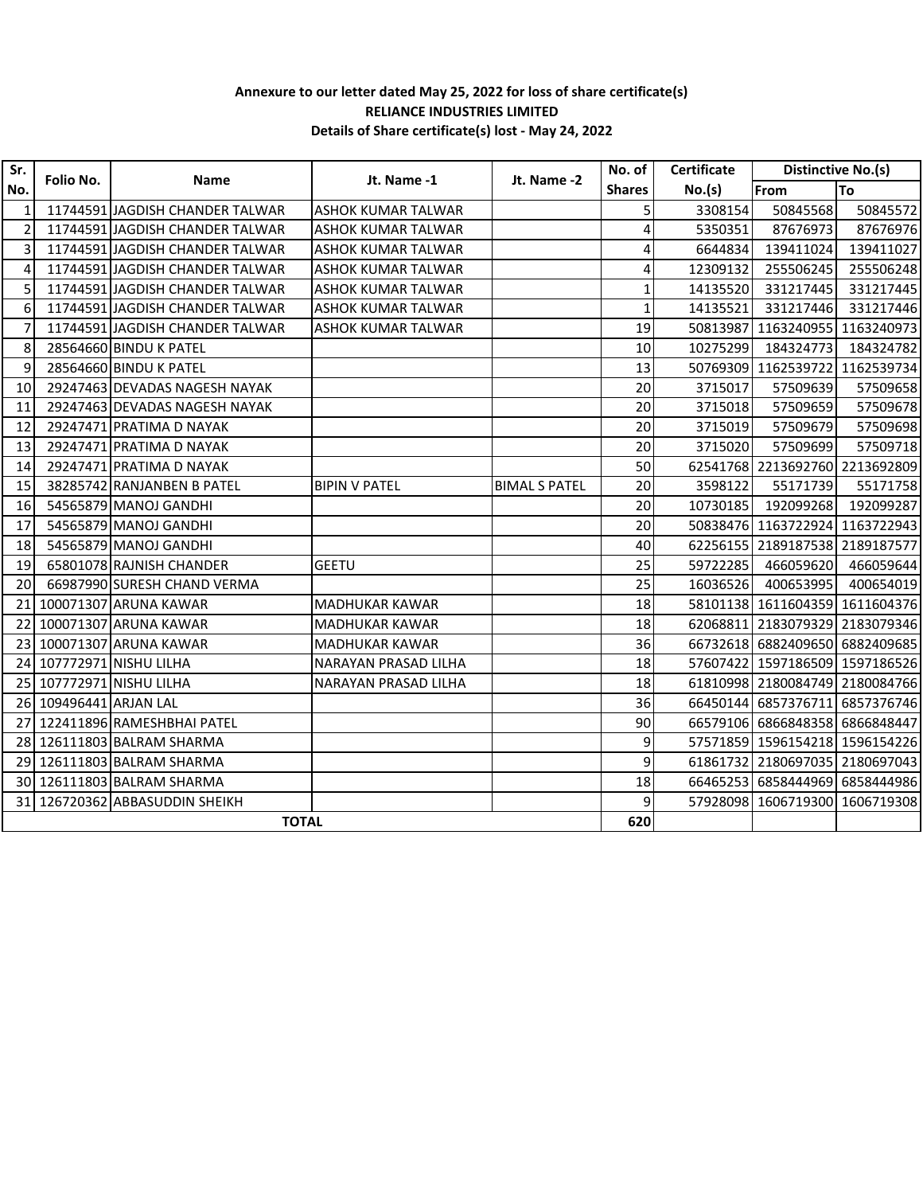**Annexure to our letter dated May 25, 2022 for loss of share certificate(s)**
**RELIANCE INDUSTRIES LIMITED**
**Details of Share certificate(s) lost - May 24, 2022**

| Sr. No. | Folio No. | Name | Jt. Name -1 | Jt. Name -2 | No. of Shares | Certificate No.(s) | Distinctive No.(s) | |
|---|---|---|---|---|---|---|---|---|
| | | | | | | | From | To |
| 1 | 11744591 | JAGDISH CHANDER TALWAR | ASHOK KUMAR TALWAR | | 5 | 3308154 | 50845568 | 50845572 |
| 2 | 11744591 | JAGDISH CHANDER TALWAR | ASHOK KUMAR TALWAR | | 4 | 5350351 | 87676973 | 87676976 |
| 3 | 11744591 | JAGDISH CHANDER TALWAR | ASHOK KUMAR TALWAR | | 4 | 6644834 | 139411024 | 139411027 |
| 4 | 11744591 | JAGDISH CHANDER TALWAR | ASHOK KUMAR TALWAR | | 4 | 12309132 | 255506245 | 255506248 |
| 5 | 11744591 | JAGDISH CHANDER TALWAR | ASHOK KUMAR TALWAR | | 1 | 14135520 | 331217445 | 331217445 |
| 6 | 11744591 | JAGDISH CHANDER TALWAR | ASHOK KUMAR TALWAR | | 1 | 14135521 | 331217446 | 331217446 |
| 7 | 11744591 | JAGDISH CHANDER TALWAR | ASHOK KUMAR TALWAR | | 19 | 50813987 | 1163240955 | 1163240973 |
| 8 | 28564660 | BINDU K PATEL | | | 10 | 10275299 | 184324773 | 184324782 |
| 9 | 28564660 | BINDU K PATEL | | | 13 | 50769309 | 1162539722 | 1162539734 |
| 10 | 29247463 | DEVADAS NAGESH NAYAK | | | 20 | 3715017 | 57509639 | 57509658 |
| 11 | 29247463 | DEVADAS NAGESH NAYAK | | | 20 | 3715018 | 57509659 | 57509678 |
| 12 | 29247471 | PRATIMA D NAYAK | | | 20 | 3715019 | 57509679 | 57509698 |
| 13 | 29247471 | PRATIMA D NAYAK | | | 20 | 3715020 | 57509699 | 57509718 |
| 14 | 29247471 | PRATIMA D NAYAK | | | 50 | 62541768 | 2213692760 | 2213692809 |
| 15 | 38285742 | RANJANBEN B PATEL | BIPIN V PATEL | BIMAL S PATEL | 20 | 3598122 | 55171739 | 55171758 |
| 16 | 54565879 | MANOJ GANDHI | | | 20 | 10730185 | 192099268 | 192099287 |
| 17 | 54565879 | MANOJ GANDHI | | | 20 | 50838476 | 1163722924 | 1163722943 |
| 18 | 54565879 | MANOJ GANDHI | | | 40 | 62256155 | 2189187538 | 2189187577 |
| 19 | 65801078 | RAJNISH CHANDER | GEETU | | 25 | 59722285 | 466059620 | 466059644 |
| 20 | 66987990 | SURESH CHAND VERMA | | | 25 | 16036526 | 400653995 | 400654019 |
| 21 | 100071307 | ARUNA KAWAR | MADHUKAR KAWAR | | 18 | 58101138 | 1611604359 | 1611604376 |
| 22 | 100071307 | ARUNA KAWAR | MADHUKAR KAWAR | | 18 | 62068811 | 2183079329 | 2183079346 |
| 23 | 100071307 | ARUNA KAWAR | MADHUKAR KAWAR | | 36 | 66732618 | 6882409650 | 6882409685 |
| 24 | 107772971 | NISHU LILHA | NARAYAN PRASAD LILHA | | 18 | 57607422 | 1597186509 | 1597186526 |
| 25 | 107772971 | NISHU LILHA | NARAYAN PRASAD LILHA | | 18 | 61810998 | 2180084749 | 2180084766 |
| 26 | 109496441 | ARJAN LAL | | | 36 | 66450144 | 6857376711 | 6857376746 |
| 27 | 122411896 | RAMESHBHAI PATEL | | | 90 | 66579106 | 6866848358 | 6866848447 |
| 28 | 126111803 | BALRAM SHARMA | | | 9 | 57571859 | 1596154218 | 1596154226 |
| 29 | 126111803 | BALRAM SHARMA | | | 9 | 61861732 | 2180697035 | 2180697043 |
| 30 | 126111803 | BALRAM SHARMA | | | 18 | 66465253 | 6858444969 | 6858444986 |
| 31 | 126720362 | ABBASUDDIN SHEIKH | | | 9 | 57928098 | 1606719300 | 1606719308 |
| **TOTAL** | | | | | **620** | | | |